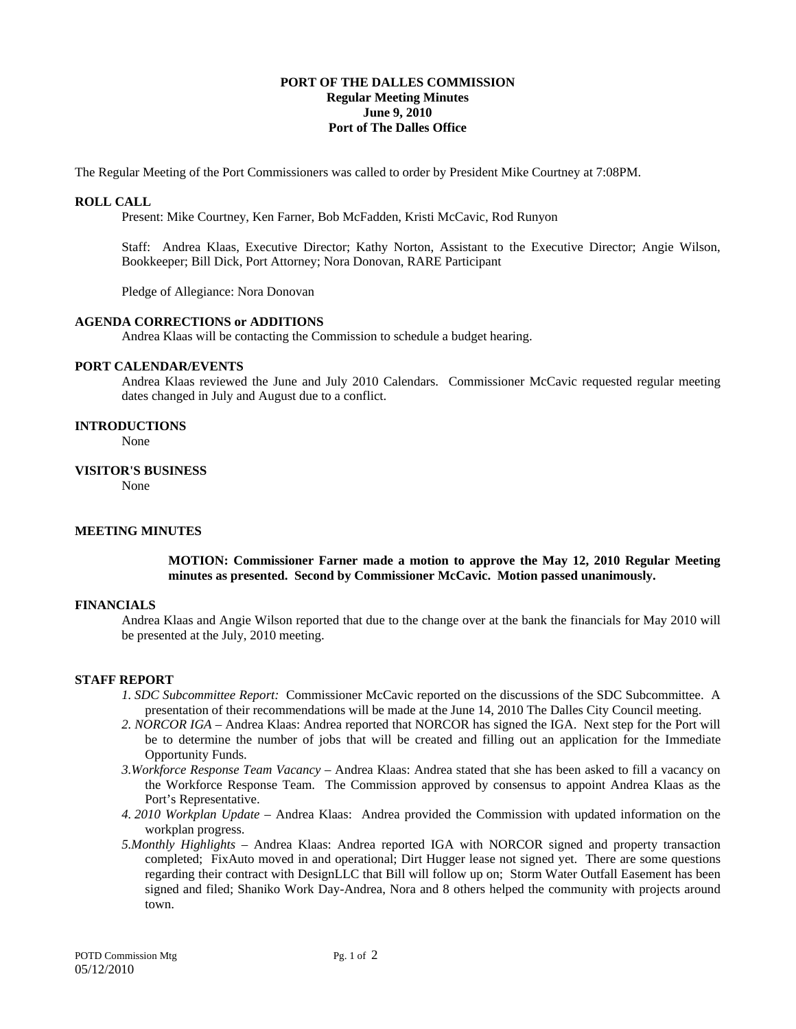**PORT OF THE DALLES COMMISSION**
**Regular Meeting Minutes**
**June 9, 2010**
**Port of The Dalles Office**

The Regular Meeting of the Port Commissioners was called to order by President Mike Courtney at 7:08PM.

## ROLL CALL

Present: Mike Courtney, Ken Farner, Bob McFadden, Kristi McCavic, Rod Runyon

Staff: Andrea Klaas, Executive Director; Kathy Norton, Assistant to the Executive Director; Angie Wilson, Bookkeeper; Bill Dick, Port Attorney; Nora Donovan, RARE Participant

Pledge of Allegiance: Nora Donovan

## AGENDA CORRECTIONS or ADDITIONS

Andrea Klaas will be contacting the Commission to schedule a budget hearing.

## PORT CALENDAR/EVENTS

Andrea Klaas reviewed the June and July 2010 Calendars. Commissioner McCavic requested regular meeting dates changed in July and August due to a conflict.

## INTRODUCTIONS

None

## VISITOR'S BUSINESS

None

## MEETING MINUTES

**MOTION: Commissioner Farner made a motion to approve the May 12, 2010 Regular Meeting minutes as presented. Second by Commissioner McCavic. Motion passed unanimously.**

## FINANCIALS

Andrea Klaas and Angie Wilson reported that due to the change over at the bank the financials for May 2010 will be presented at the July, 2010 meeting.

## STAFF REPORT

1. *SDC Subcommittee Report:* Commissioner McCavic reported on the discussions of the SDC Subcommittee. A presentation of their recommendations will be made at the June 14, 2010 The Dalles City Council meeting.
2. *NORCOR IGA* – Andrea Klaas: Andrea reported that NORCOR has signed the IGA. Next step for the Port will be to determine the number of jobs that will be created and filling out an application for the Immediate Opportunity Funds.
3. *Workforce Response Team Vacancy* – Andrea Klaas: Andrea stated that she has been asked to fill a vacancy on the Workforce Response Team. The Commission approved by consensus to appoint Andrea Klaas as the Port's Representative.
4. *2010 Workplan Update* – Andrea Klaas: Andrea provided the Commission with updated information on the workplan progress.
5. *Monthly Highlights* – Andrea Klaas: Andrea reported IGA with NORCOR signed and property transaction completed; FixAuto moved in and operational; Dirt Hugger lease not signed yet. There are some questions regarding their contract with DesignLLC that Bill will follow up on; Storm Water Outfall Easement has been signed and filed; Shaniko Work Day-Andrea, Nora and 8 others helped the community with projects around town.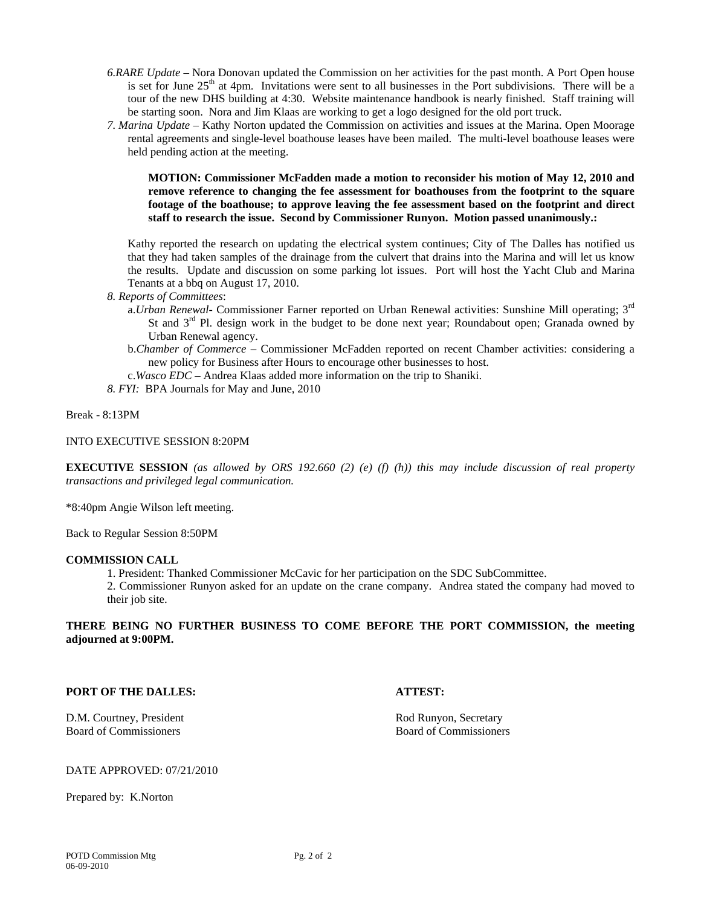6.*RARE Update* – Nora Donovan updated the Commission on her activities for the past month. A Port Open house is set for June 25th at 4pm. Invitations were sent to all businesses in the Port subdivisions. There will be a tour of the new DHS building at 4:30. Website maintenance handbook is nearly finished. Staff training will be starting soon. Nora and Jim Klaas are working to get a logo designed for the old port truck.

7. *Marina Update* – Kathy Norton updated the Commission on activities and issues at the Marina. Open Moorage rental agreements and single-level boathouse leases have been mailed. The multi-level boathouse leases were held pending action at the meeting.

> **MOTION: Commissioner McFadden made a motion to reconsider his motion of May 12, 2010 and remove reference to changing the fee assessment for boathouses from the footprint to the square footage of the boathouse; to approve leaving the fee assessment based on the footprint and direct staff to research the issue. Second by Commissioner Runyon. Motion passed unanimously.:**

Kathy reported the research on updating the electrical system continues; City of The Dalles has notified us that they had taken samples of the drainage from the culvert that drains into the Marina and will let us know the results. Update and discussion on some parking lot issues. Port will host the Yacht Club and Marina Tenants at a bbq on August 17, 2010.

8. *Reports of Committees*:
   - a.*Urban Renewal*- Commissioner Farner reported on Urban Renewal activities: Sunshine Mill operating; 3rd St and 3rd Pl. design work in the budget to be done next year; Roundabout open; Granada owned by Urban Renewal agency.
   - b.*Chamber of Commerce* – Commissioner McFadden reported on recent Chamber activities: considering a new policy for Business after Hours to encourage other businesses to host.
   - c.*Wasco EDC* – Andrea Klaas added more information on the trip to Shaniki.

8. *FYI:* BPA Journals for May and June, 2010

Break - 8:13PM

INTO EXECUTIVE SESSION 8:20PM

**EXECUTIVE SESSION** *(as allowed by ORS 192.660 (2) (e) (f) (h)) this may include discussion of real property transactions and privileged legal communication.*

*8:40pm Angie Wilson left meeting.

Back to Regular Session 8:50PM

**COMMISSION CALL**

1. President: Thanked Commissioner McCavic for her participation on the SDC SubCommittee.
2. Commissioner Runyon asked for an update on the crane company. Andrea stated the company had moved to their job site.

**THERE BEING NO FURTHER BUSINESS TO COME BEFORE THE PORT COMMISSION, the meeting adjourned at 9:00PM.**

**PORT OF THE DALLES:**

D.M. Courtney, President
Board of Commissioners

**ATTEST:**

Rod Runyon, Secretary
Board of Commissioners

DATE APPROVED: 07/21/2010

Prepared by: K.Norton